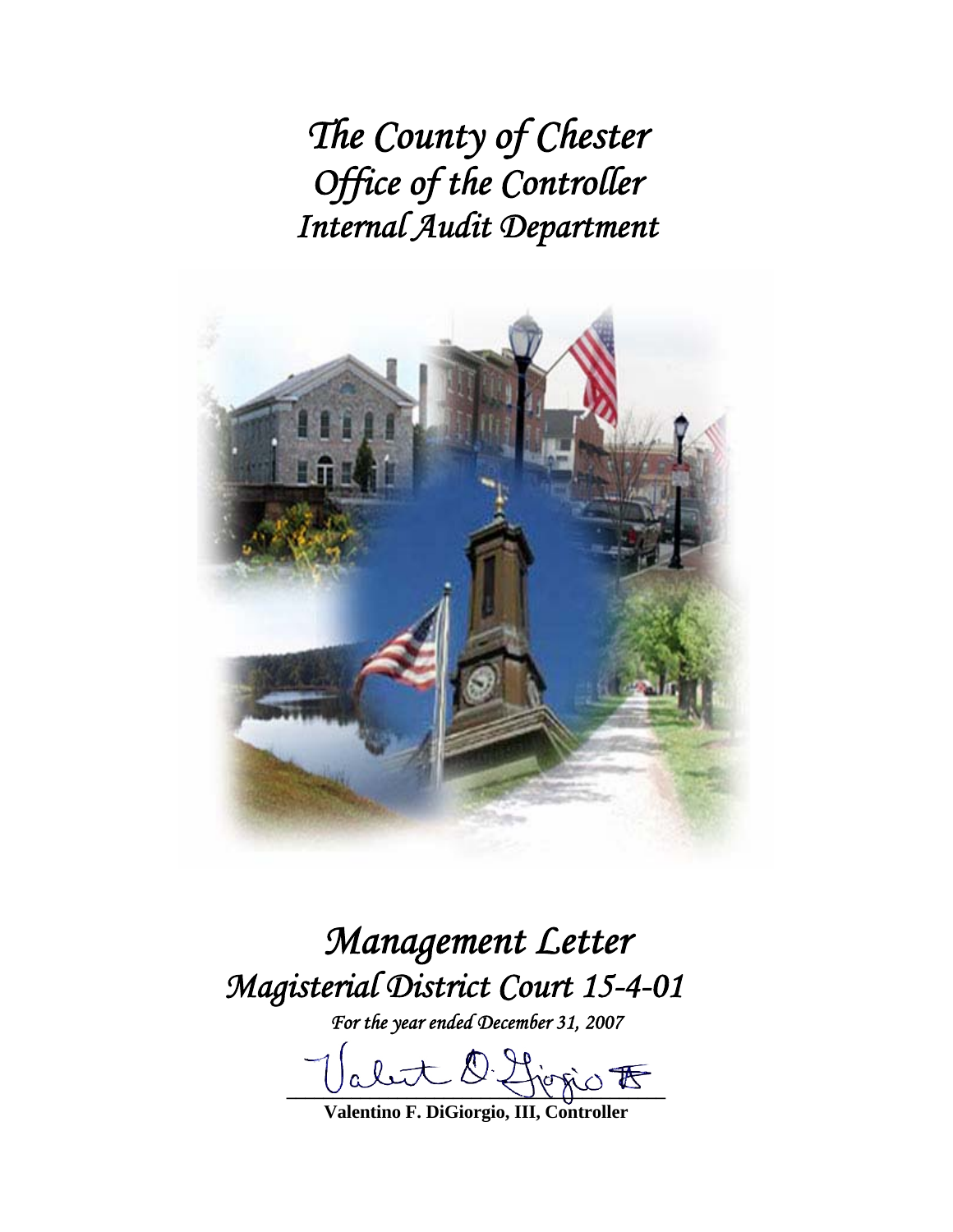# *The County of Chester*
# *Office of the Controller*
# *Internal Audit Department*

# *Management Letter*
# *Magisterial District Court 15-4-01*

*For the year ended December 31, 2007*

**Valentino F. DiGiorgio, III, Controller**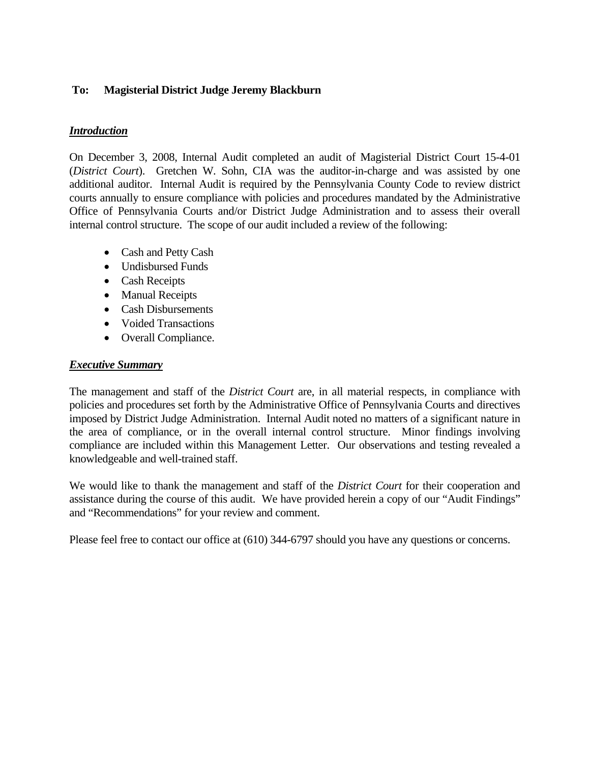**To: Magisterial District Judge Jeremy Blackburn**

***Introduction***

On December 3, 2008, Internal Audit completed an audit of Magisterial District Court 15-4-01 (*District Court*). Gretchen W. Sohn, CIA was the auditor-in-charge and was assisted by one additional auditor. Internal Audit is required by the Pennsylvania County Code to review district courts annually to ensure compliance with policies and procedures mandated by the Administrative Office of Pennsylvania Courts and/or District Judge Administration and to assess their overall internal control structure. The scope of our audit included a review of the following:

- Cash and Petty Cash
- Undisbursed Funds
- Cash Receipts
- Manual Receipts
- Cash Disbursements
- Voided Transactions
- Overall Compliance.

***Executive Summary***

The management and staff of the *District Court* are, in all material respects, in compliance with policies and procedures set forth by the Administrative Office of Pennsylvania Courts and directives imposed by District Judge Administration. Internal Audit noted no matters of a significant nature in the area of compliance, or in the overall internal control structure. Minor findings involving compliance are included within this Management Letter. Our observations and testing revealed a knowledgeable and well-trained staff.

We would like to thank the management and staff of the *District Court* for their cooperation and assistance during the course of this audit. We have provided herein a copy of our "Audit Findings" and "Recommendations" for your review and comment.

Please feel free to contact our office at (610) 344-6797 should you have any questions or concerns.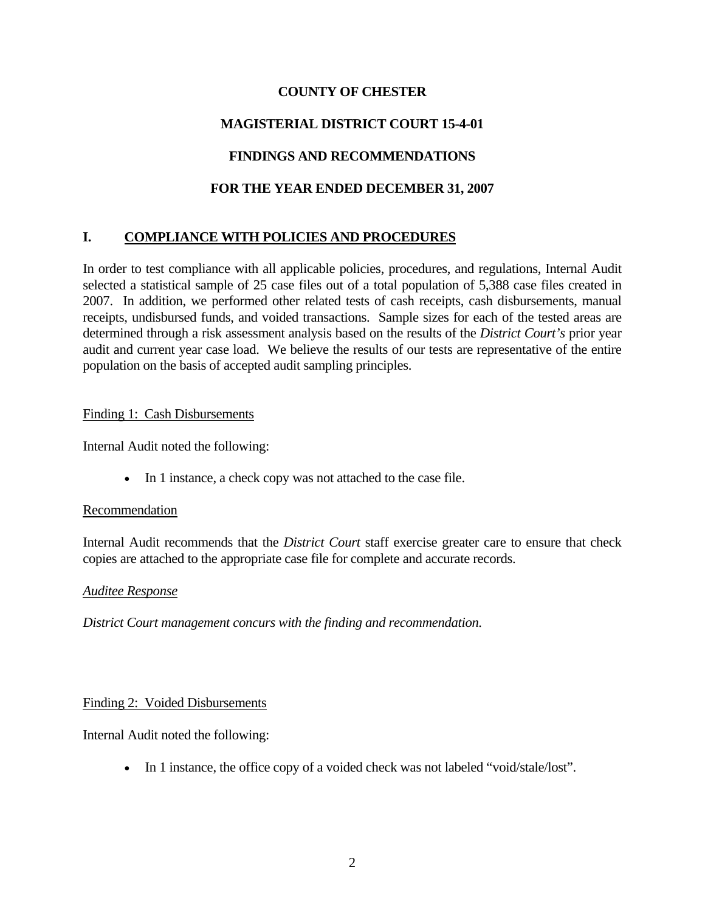**COUNTY OF CHESTER**

**MAGISTERIAL DISTRICT COURT 15-4-01**

**FINDINGS AND RECOMMENDATIONS**

**FOR THE YEAR ENDED DECEMBER 31, 2007**

## I. COMPLIANCE WITH POLICIES AND PROCEDURES

In order to test compliance with all applicable policies, procedures, and regulations, Internal Audit selected a statistical sample of 25 case files out of a total population of 5,388 case files created in 2007. In addition, we performed other related tests of cash receipts, cash disbursements, manual receipts, undisbursed funds, and voided transactions. Sample sizes for each of the tested areas are determined through a risk assessment analysis based on the results of the *District Court's* prior year audit and current year case load. We believe the results of our tests are representative of the entire population on the basis of accepted audit sampling principles.

Finding 1: Cash Disbursements

Internal Audit noted the following:

- In 1 instance, a check copy was not attached to the case file.

Recommendation

Internal Audit recommends that the *District Court* staff exercise greater care to ensure that check copies are attached to the appropriate case file for complete and accurate records.

*Auditee Response*

*District Court management concurs with the finding and recommendation.*

Finding 2: Voided Disbursements

Internal Audit noted the following:

- In 1 instance, the office copy of a voided check was not labeled "void/stale/lost".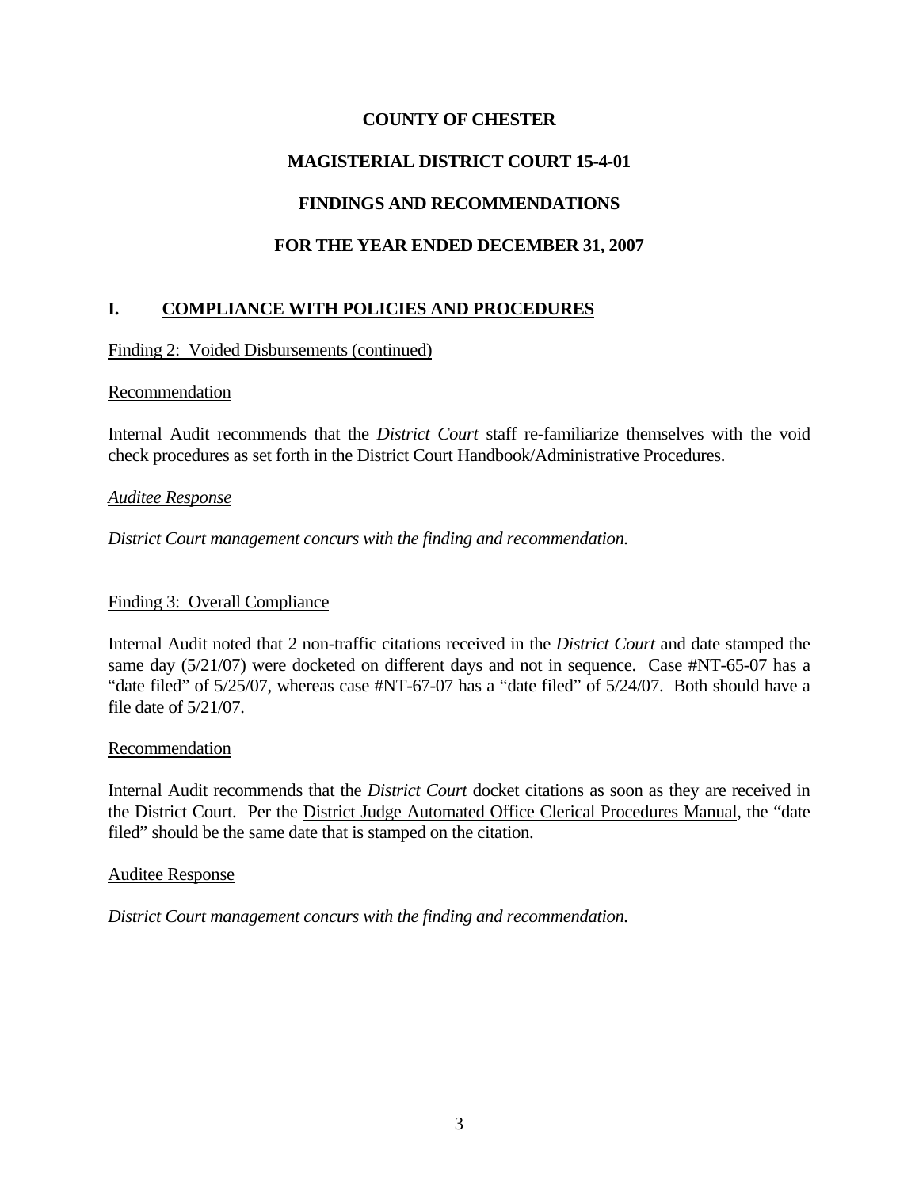# COUNTY OF CHESTER

## MAGISTERIAL DISTRICT COURT 15-4-01

## FINDINGS AND RECOMMENDATIONS

## FOR THE YEAR ENDED DECEMBER 31, 2007

### I. COMPLIANCE WITH POLICIES AND PROCEDURES

Finding 2: Voided Disbursements (continued)

Recommendation

Internal Audit recommends that the *District Court* staff re-familiarize themselves with the void check procedures as set forth in the District Court Handbook/Administrative Procedures.

*Auditee Response*

*District Court management concurs with the finding and recommendation.*

Finding 3: Overall Compliance

Internal Audit noted that 2 non-traffic citations received in the *District Court* and date stamped the same day (5/21/07) were docketed on different days and not in sequence. Case #NT-65-07 has a "date filed" of 5/25/07, whereas case #NT-67-07 has a "date filed" of 5/24/07. Both should have a file date of 5/21/07.

Recommendation

Internal Audit recommends that the *District Court* docket citations as soon as they are received in the District Court. Per the District Judge Automated Office Clerical Procedures Manual, the "date filed" should be the same date that is stamped on the citation.

Auditee Response

*District Court management concurs with the finding and recommendation.*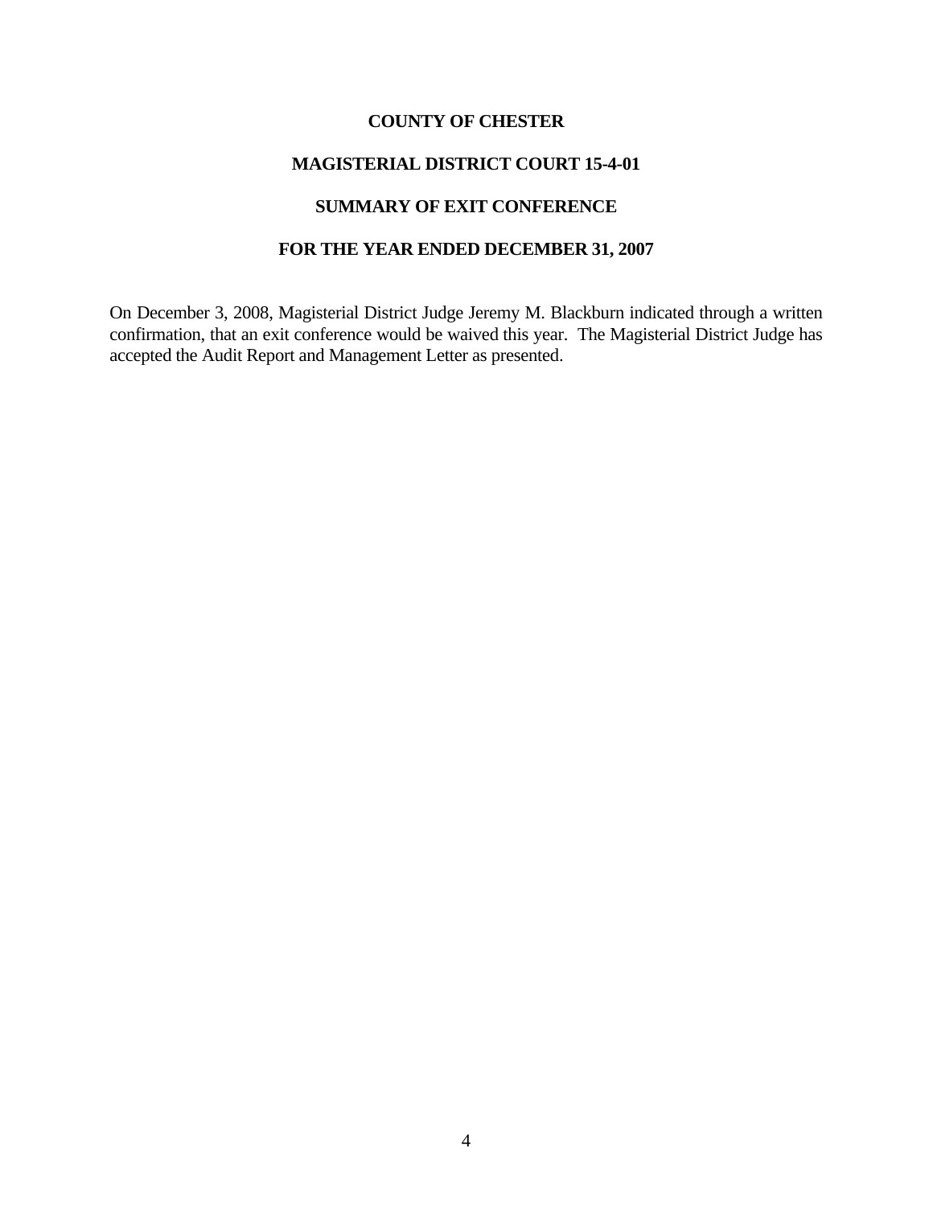**COUNTY OF CHESTER**

**MAGISTERIAL DISTRICT COURT 15-4-01**

**SUMMARY OF EXIT CONFERENCE**

**FOR THE YEAR ENDED DECEMBER 31, 2007**

On December 3, 2008, Magisterial District Judge Jeremy M. Blackburn indicated through a written confirmation, that an exit conference would be waived this year. The Magisterial District Judge has accepted the Audit Report and Management Letter as presented.